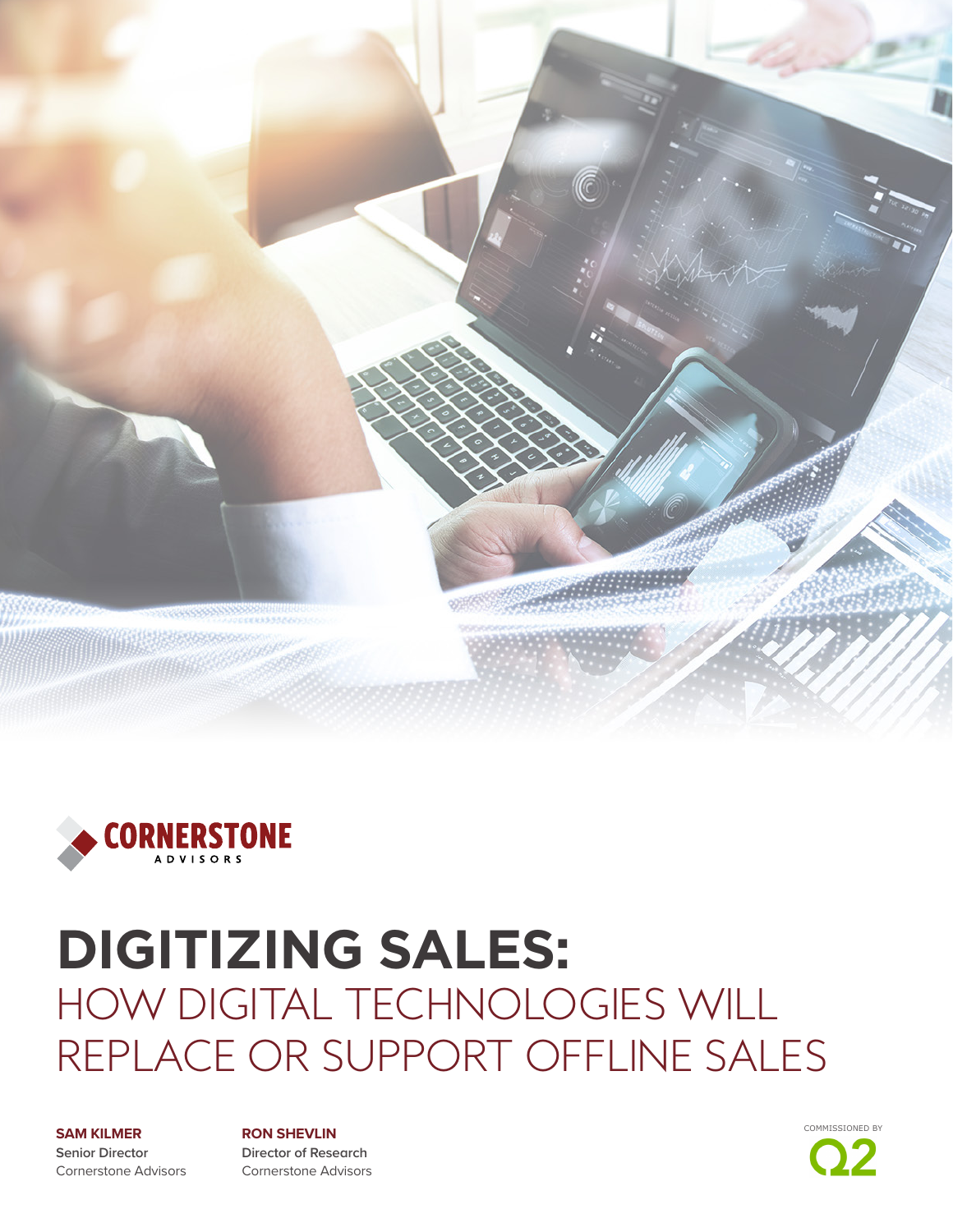CORNERSTONE
ADVISORS

# DIGITIZING SALES:
## HOW DIGITAL TECHNOLOGIES WILL REPLACE OR SUPPORT OFFLINE SALES

**SAM KILMER**
Senior Director
Cornerstone Advisors

**RON SHEVLIN**
Director of Research
Cornerstone Advisors

COMMISSIONED BY
Q2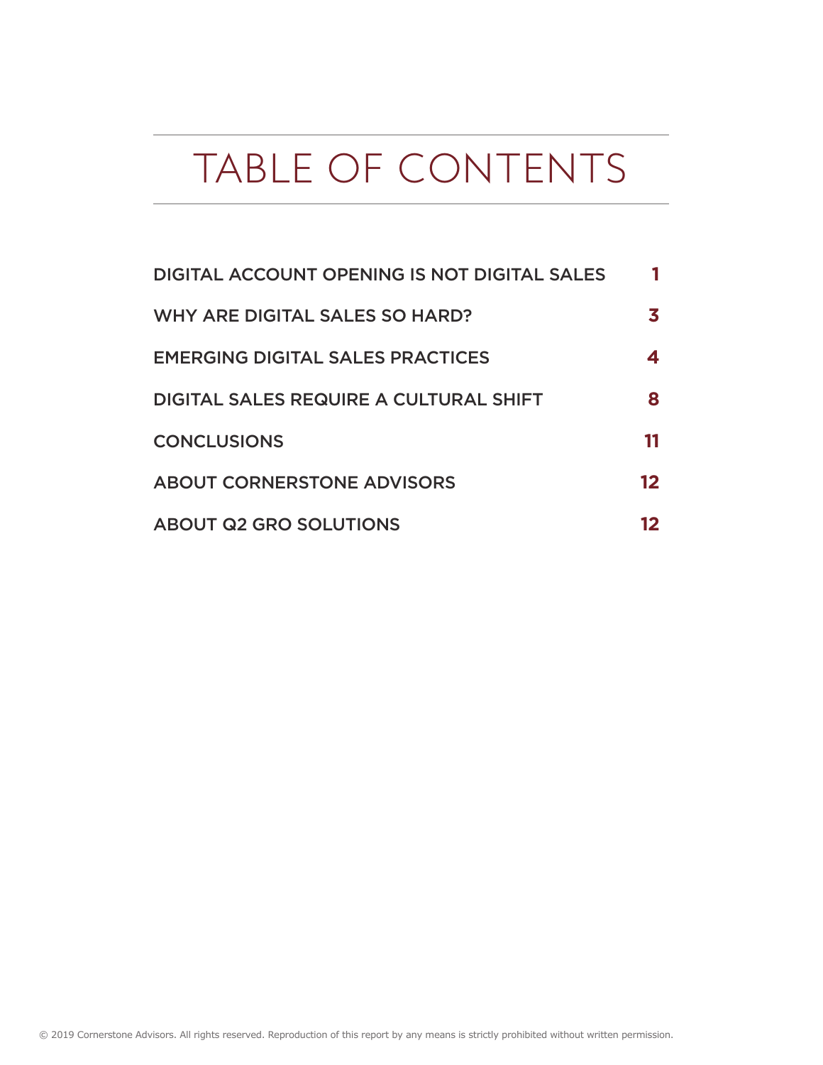# TABLE OF CONTENTS

| | |
|---|---|
| DIGITAL ACCOUNT OPENING IS NOT DIGITAL SALES | 1 |
| WHY ARE DIGITAL SALES SO HARD? | 3 |
| EMERGING DIGITAL SALES PRACTICES | 4 |
| DIGITAL SALES REQUIRE A CULTURAL SHIFT | 8 |
| CONCLUSIONS | 11 |
| ABOUT CORNERSTONE ADVISORS | 12 |
| ABOUT Q2 GRO SOLUTIONS | 12 |

© 2019 Cornerstone Advisors. All rights reserved. Reproduction of this report by any means is strictly prohibited without written permission.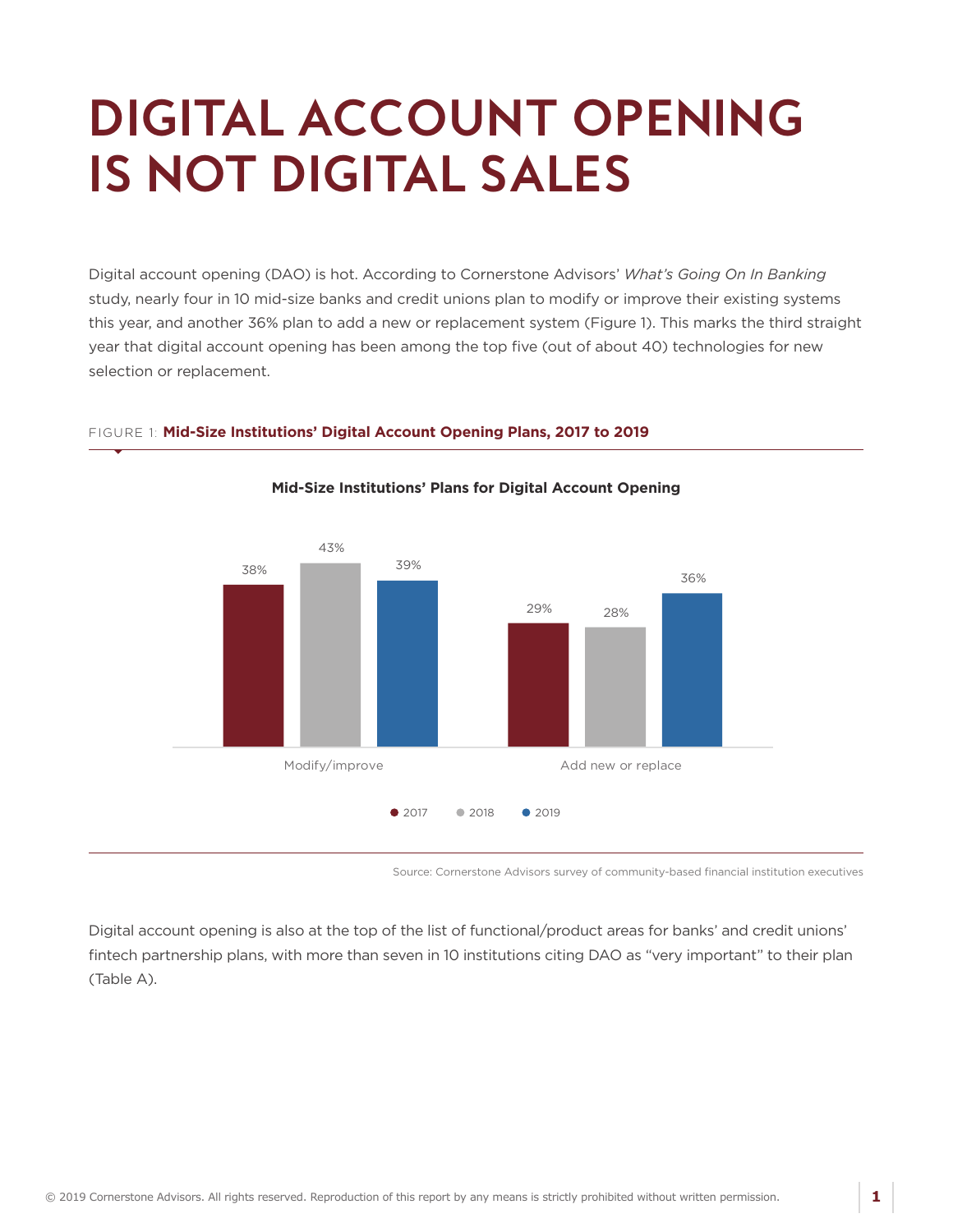# DIGITAL ACCOUNT OPENING IS NOT DIGITAL SALES

Digital account opening (DAO) is hot. According to Cornerstone Advisors' *What's Going On In Banking* study, nearly four in 10 mid-size banks and credit unions plan to modify or improve their existing systems this year, and another 36% plan to add a new or replacement system (Figure 1). This marks the third straight year that digital account opening has been among the top five (out of about 40) technologies for new selection or replacement.

FIGURE 1: **Mid-Size Institutions' Digital Account Opening Plans, 2017 to 2019**

**Mid-Size Institutions' Plans for Digital Account Opening**

| | 2017 | 2018 | 2019 |
|---|---|---|---|
| Modify/improve | 38% | 43% | 39% |
| Add new or replace | 29% | 28% | 36% |

Source: Cornerstone Advisors survey of community-based financial institution executives

Digital account opening is also at the top of the list of functional/product areas for banks' and credit unions' fintech partnership plans, with more than seven in 10 institutions citing DAO as "very important" to their plan (Table A).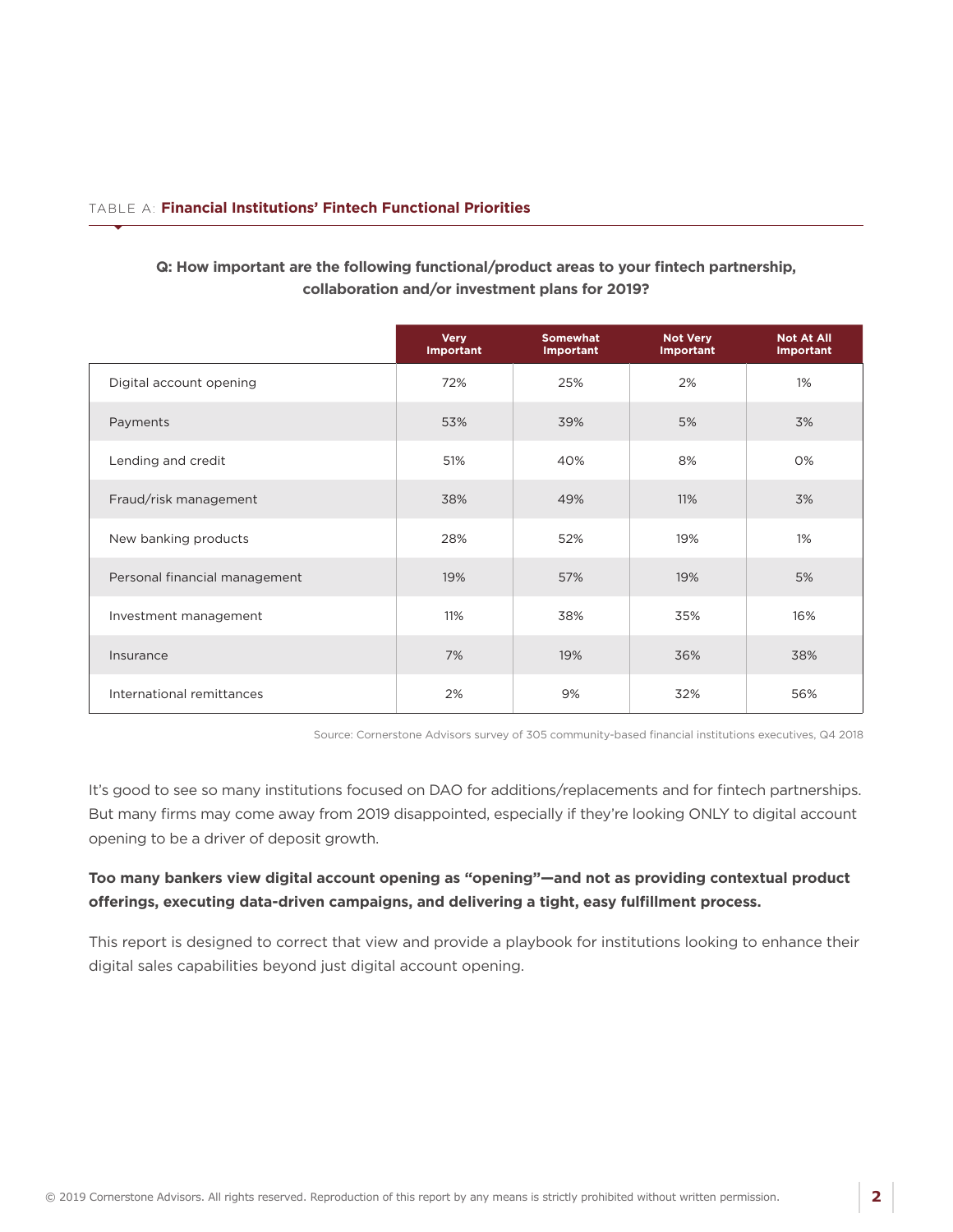TABLE A: **Financial Institutions' Fintech Functional Priorities**

**Q: How important are the following functional/product areas to your fintech partnership, collaboration and/or investment plans for 2019?**

| | Very Important | Somewhat Important | Not Very Important | Not At All Important |
|---|---|---|---|---|
| Digital account opening | 72% | 25% | 2% | 1% |
| Payments | 53% | 39% | 5% | 3% |
| Lending and credit | 51% | 40% | 8% | 0% |
| Fraud/risk management | 38% | 49% | 11% | 3% |
| New banking products | 28% | 52% | 19% | 1% |
| Personal financial management | 19% | 57% | 19% | 5% |
| Investment management | 11% | 38% | 35% | 16% |
| Insurance | 7% | 19% | 36% | 38% |
| International remittances | 2% | 9% | 32% | 56% |

Source: Cornerstone Advisors survey of 305 community-based financial institutions executives, Q4 2018

It's good to see so many institutions focused on DAO for additions/replacements and for fintech partnerships. But many firms may come away from 2019 disappointed, especially if they're looking ONLY to digital account opening to be a driver of deposit growth.

**Too many bankers view digital account opening as "opening"—and not as providing contextual product offerings, executing data-driven campaigns, and delivering a tight, easy fulfillment process.**

This report is designed to correct that view and provide a playbook for institutions looking to enhance their digital sales capabilities beyond just digital account opening.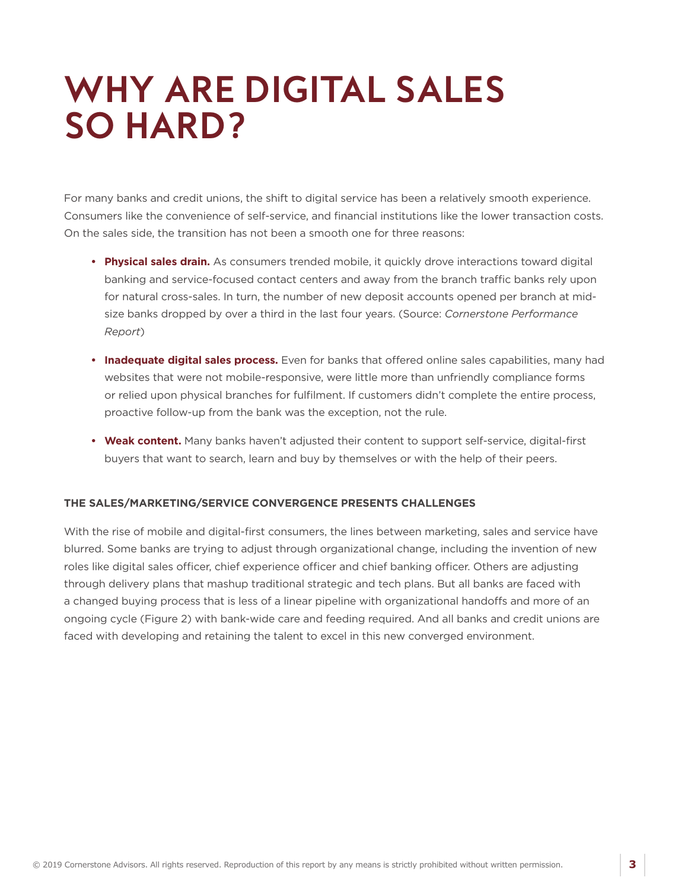# WHY ARE DIGITAL SALES SO HARD?

For many banks and credit unions, the shift to digital service has been a relatively smooth experience. Consumers like the convenience of self-service, and financial institutions like the lower transaction costs. On the sales side, the transition has not been a smooth one for three reasons:

- **Physical sales drain.** As consumers trended mobile, it quickly drove interactions toward digital banking and service-focused contact centers and away from the branch traffic banks rely upon for natural cross-sales. In turn, the number of new deposit accounts opened per branch at mid-size banks dropped by over a third in the last four years. (Source: *Cornerstone Performance Report*)
- **Inadequate digital sales process.** Even for banks that offered online sales capabilities, many had websites that were not mobile-responsive, were little more than unfriendly compliance forms or relied upon physical branches for fulfilment. If customers didn't complete the entire process, proactive follow-up from the bank was the exception, not the rule.
- **Weak content.** Many banks haven't adjusted their content to support self-service, digital-first buyers that want to search, learn and buy by themselves or with the help of their peers.

### THE SALES/MARKETING/SERVICE CONVERGENCE PRESENTS CHALLENGES

With the rise of mobile and digital-first consumers, the lines between marketing, sales and service have blurred. Some banks are trying to adjust through organizational change, including the invention of new roles like digital sales officer, chief experience officer and chief banking officer. Others are adjusting through delivery plans that mashup traditional strategic and tech plans. But all banks are faced with a changed buying process that is less of a linear pipeline with organizational handoffs and more of an ongoing cycle (Figure 2) with bank-wide care and feeding required. And all banks and credit unions are faced with developing and retaining the talent to excel in this new converged environment.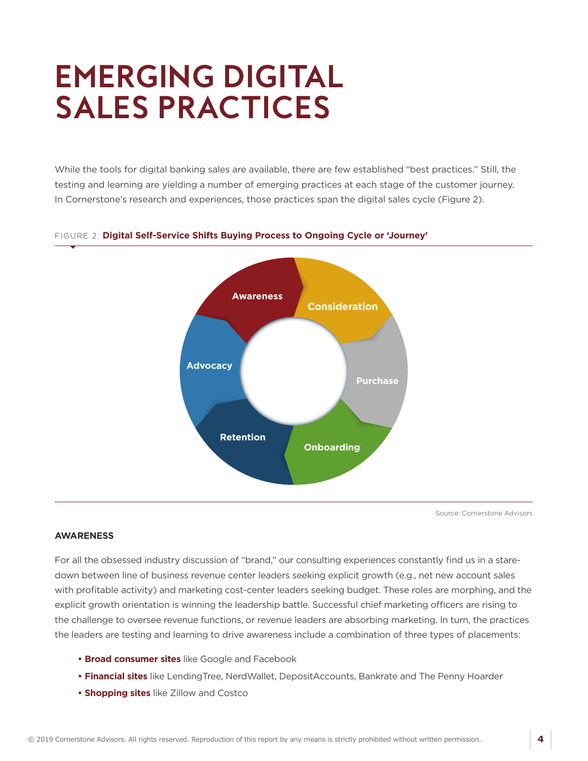# EMERGING DIGITAL SALES PRACTICES

While the tools for digital banking sales are available, there are few established "best practices." Still, the testing and learning are yielding a number of emerging practices at each stage of the customer journey. In Cornerstone's research and experiences, those practices span the digital sales cycle (Figure 2).

FIGURE 2: **Digital Self-Service Shifts Buying Process to Ongoing Cycle or 'Journey'**

Awareness → Consideration → Purchase → Onboarding → Retention → Advocacy

Source: Cornerstone Advisors

**AWARENESS**

For all the obsessed industry discussion of "brand," our consulting experiences constantly find us in a stare-down between line of business revenue center leaders seeking explicit growth (e.g., net new account sales with profitable activity) and marketing cost-center leaders seeking budget. These roles are morphing, and the explicit growth orientation is winning the leadership battle. Successful chief marketing officers are rising to the challenge to oversee revenue functions, or revenue leaders are absorbing marketing. In turn, the practices the leaders are testing and learning to drive awareness include a combination of three types of placements:

- **Broad consumer sites** like Google and Facebook
- **Financial sites** like LendingTree, NerdWallet, DepositAccounts, Bankrate and The Penny Hoarder
- **Shopping sites** like Zillow and Costco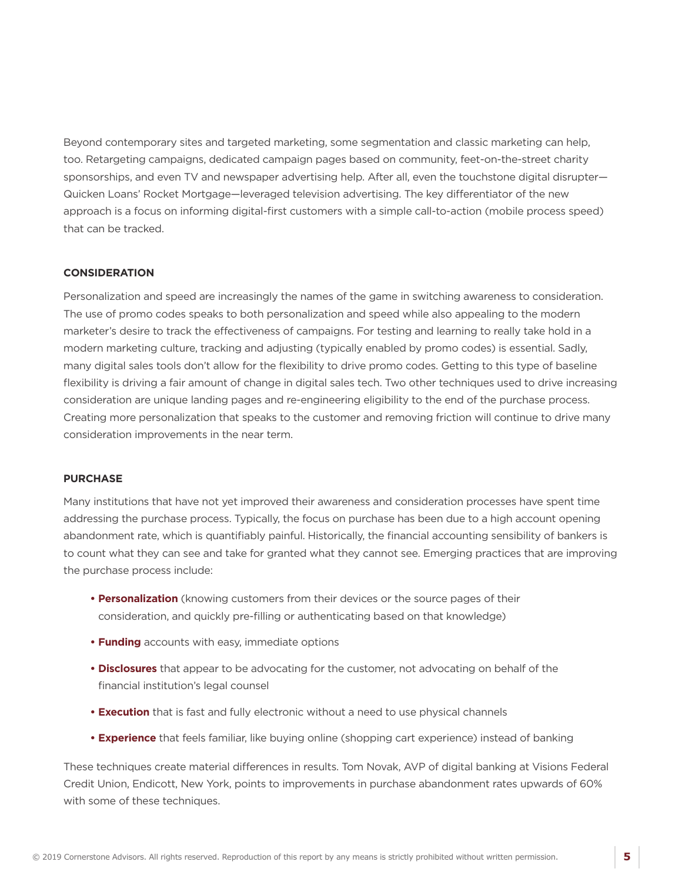Beyond contemporary sites and targeted marketing, some segmentation and classic marketing can help, too. Retargeting campaigns, dedicated campaign pages based on community, feet-on-the-street charity sponsorships, and even TV and newspaper advertising help. After all, even the touchstone digital disrupter—Quicken Loans' Rocket Mortgage—leveraged television advertising. The key differentiator of the new approach is a focus on informing digital-first customers with a simple call-to-action (mobile process speed) that can be tracked.

### CONSIDERATION

Personalization and speed are increasingly the names of the game in switching awareness to consideration. The use of promo codes speaks to both personalization and speed while also appealing to the modern marketer's desire to track the effectiveness of campaigns. For testing and learning to really take hold in a modern marketing culture, tracking and adjusting (typically enabled by promo codes) is essential. Sadly, many digital sales tools don't allow for the flexibility to drive promo codes. Getting to this type of baseline flexibility is driving a fair amount of change in digital sales tech. Two other techniques used to drive increasing consideration are unique landing pages and re-engineering eligibility to the end of the purchase process. Creating more personalization that speaks to the customer and removing friction will continue to drive many consideration improvements in the near term.

### PURCHASE

Many institutions that have not yet improved their awareness and consideration processes have spent time addressing the purchase process. Typically, the focus on purchase has been due to a high account opening abandonment rate, which is quantifiably painful. Historically, the financial accounting sensibility of bankers is to count what they can see and take for granted what they cannot see. Emerging practices that are improving the purchase process include:

- **Personalization** (knowing customers from their devices or the source pages of their consideration, and quickly pre-filling or authenticating based on that knowledge)
- **Funding** accounts with easy, immediate options
- **Disclosures** that appear to be advocating for the customer, not advocating on behalf of the financial institution's legal counsel
- **Execution** that is fast and fully electronic without a need to use physical channels
- **Experience** that feels familiar, like buying online (shopping cart experience) instead of banking

These techniques create material differences in results. Tom Novak, AVP of digital banking at Visions Federal Credit Union, Endicott, New York, points to improvements in purchase abandonment rates upwards of 60% with some of these techniques.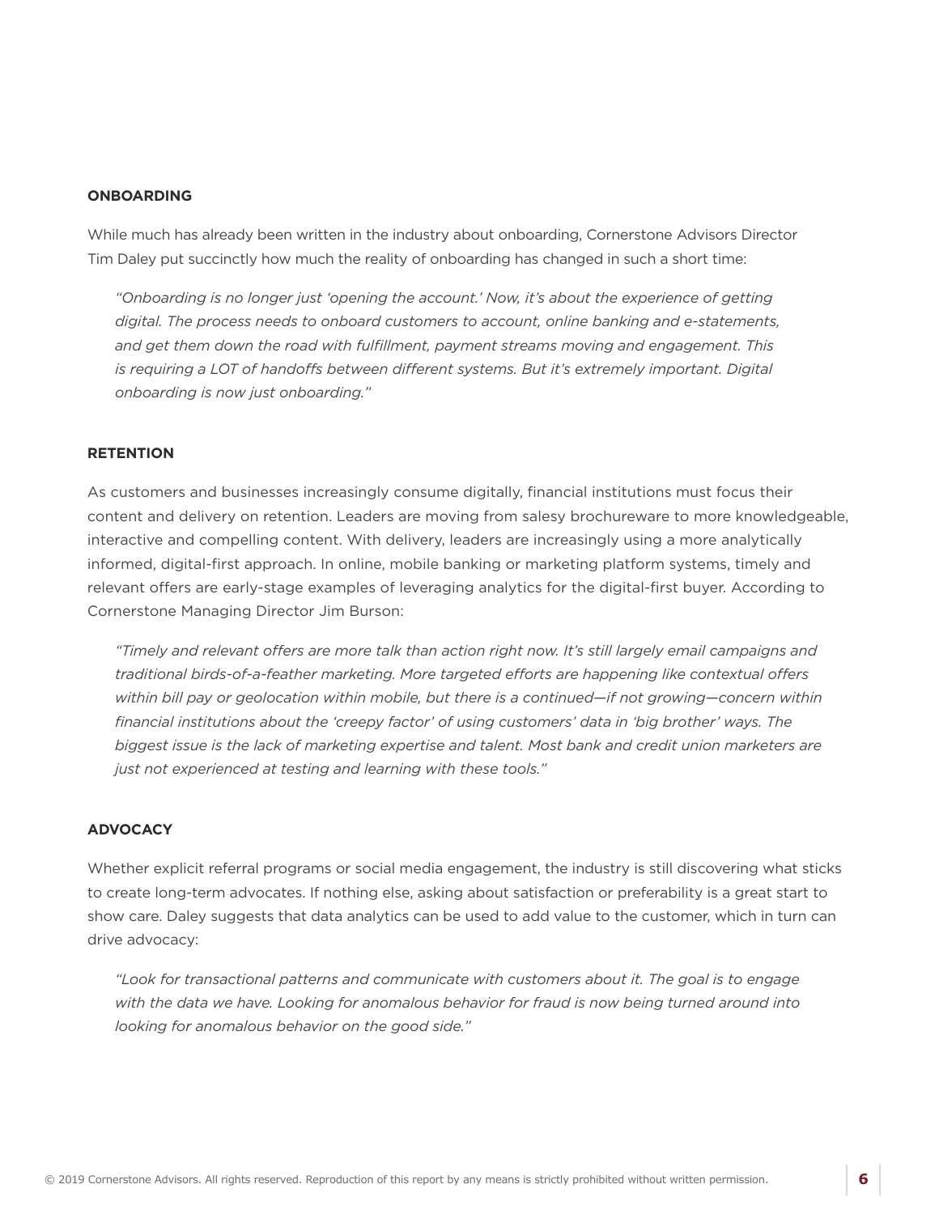### ONBOARDING

While much has already been written in the industry about onboarding, Cornerstone Advisors Director Tim Daley put succinctly how much the reality of onboarding has changed in such a short time:

> *"Onboarding is no longer just 'opening the account.' Now, it's about the experience of getting digital. The process needs to onboard customers to account, online banking and e-statements, and get them down the road with fulfillment, payment streams moving and engagement. This is requiring a LOT of handoffs between different systems. But it's extremely important. Digital onboarding is now just onboarding."*

### RETENTION

As customers and businesses increasingly consume digitally, financial institutions must focus their content and delivery on retention. Leaders are moving from salesy brochureware to more knowledgeable, interactive and compelling content. With delivery, leaders are increasingly using a more analytically informed, digital-first approach. In online, mobile banking or marketing platform systems, timely and relevant offers are early-stage examples of leveraging analytics for the digital-first buyer. According to Cornerstone Managing Director Jim Burson:

> *"Timely and relevant offers are more talk than action right now. It's still largely email campaigns and traditional birds-of-a-feather marketing. More targeted efforts are happening like contextual offers within bill pay or geolocation within mobile, but there is a continued—if not growing—concern within financial institutions about the 'creepy factor' of using customers' data in 'big brother' ways. The biggest issue is the lack of marketing expertise and talent. Most bank and credit union marketers are just not experienced at testing and learning with these tools."*

### ADVOCACY

Whether explicit referral programs or social media engagement, the industry is still discovering what sticks to create long-term advocates. If nothing else, asking about satisfaction or preferability is a great start to show care. Daley suggests that data analytics can be used to add value to the customer, which in turn can drive advocacy:

> *"Look for transactional patterns and communicate with customers about it. The goal is to engage with the data we have. Looking for anomalous behavior for fraud is now being turned around into looking for anomalous behavior on the good side."*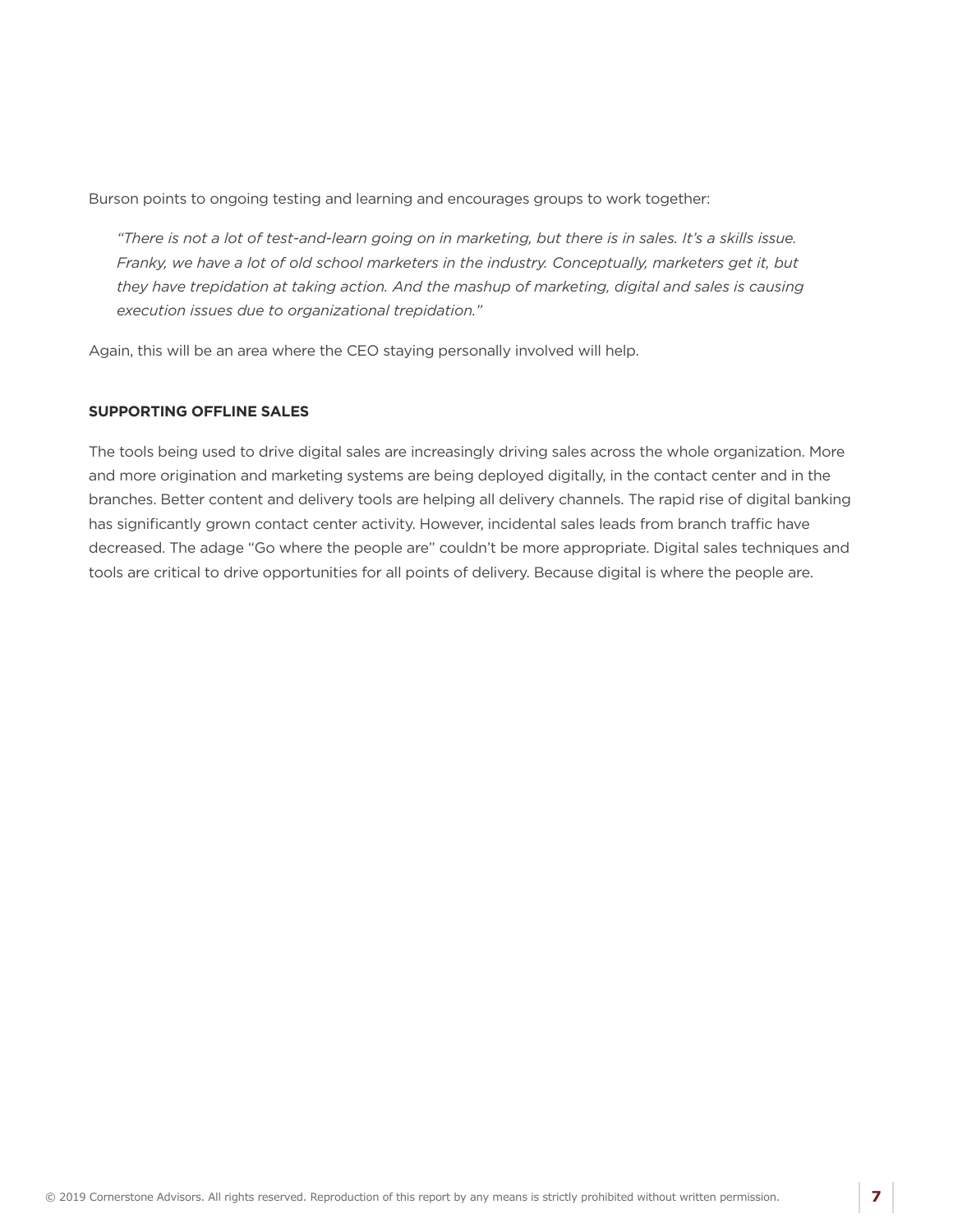Burson points to ongoing testing and learning and encourages groups to work together:

> *"There is not a lot of test-and-learn going on in marketing, but there is in sales. It's a skills issue. Franky, we have a lot of old school marketers in the industry. Conceptually, marketers get it, but they have trepidation at taking action. And the mashup of marketing, digital and sales is causing execution issues due to organizational trepidation."*

Again, this will be an area where the CEO staying personally involved will help.

**SUPPORTING OFFLINE SALES**

The tools being used to drive digital sales are increasingly driving sales across the whole organization. More and more origination and marketing systems are being deployed digitally, in the contact center and in the branches. Better content and delivery tools are helping all delivery channels. The rapid rise of digital banking has significantly grown contact center activity. However, incidental sales leads from branch traffic have decreased. The adage "Go where the people are" couldn't be more appropriate. Digital sales techniques and tools are critical to drive opportunities for all points of delivery. Because digital is where the people are.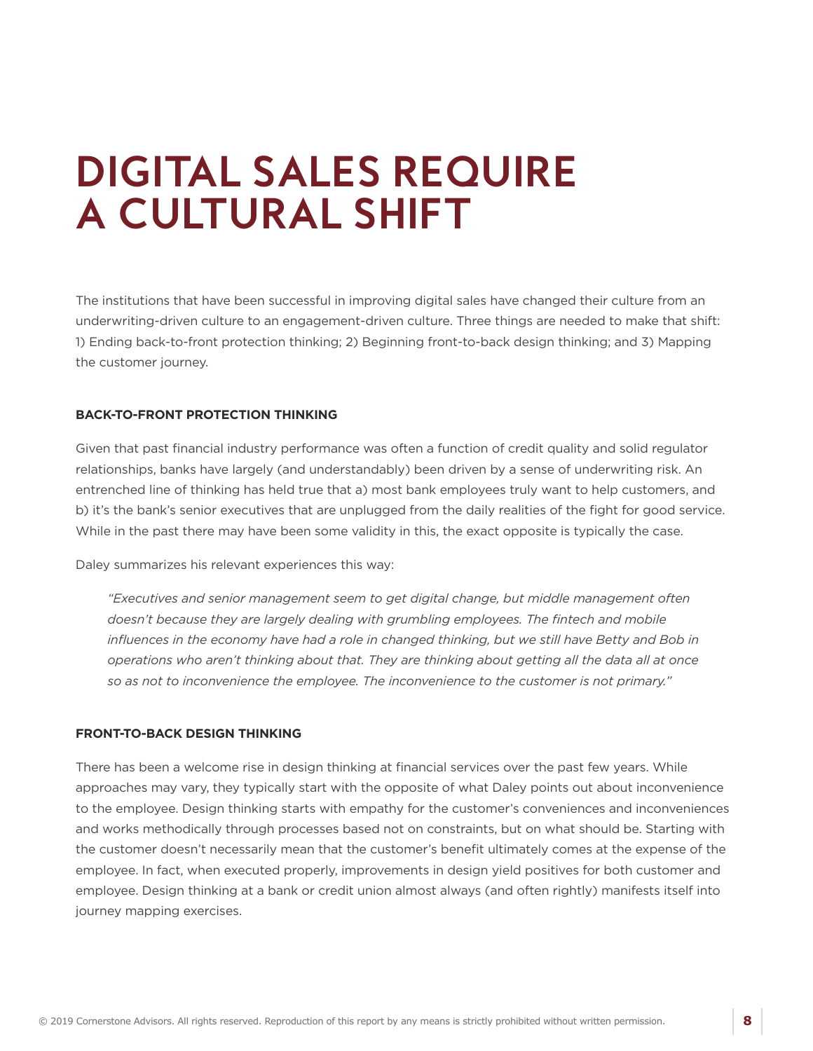# DIGITAL SALES REQUIRE A CULTURAL SHIFT

The institutions that have been successful in improving digital sales have changed their culture from an underwriting-driven culture to an engagement-driven culture. Three things are needed to make that shift: 1) Ending back-to-front protection thinking; 2) Beginning front-to-back design thinking; and 3) Mapping the customer journey.

**BACK-TO-FRONT PROTECTION THINKING**

Given that past financial industry performance was often a function of credit quality and solid regulator relationships, banks have largely (and understandably) been driven by a sense of underwriting risk. An entrenched line of thinking has held true that a) most bank employees truly want to help customers, and b) it's the bank's senior executives that are unplugged from the daily realities of the fight for good service. While in the past there may have been some validity in this, the exact opposite is typically the case.

Daley summarizes his relevant experiences this way:

> *"Executives and senior management seem to get digital change, but middle management often doesn't because they are largely dealing with grumbling employees. The fintech and mobile influences in the economy have had a role in changed thinking, but we still have Betty and Bob in operations who aren't thinking about that. They are thinking about getting all the data all at once so as not to inconvenience the employee. The inconvenience to the customer is not primary."*

**FRONT-TO-BACK DESIGN THINKING**

There has been a welcome rise in design thinking at financial services over the past few years. While approaches may vary, they typically start with the opposite of what Daley points out about inconvenience to the employee. Design thinking starts with empathy for the customer's conveniences and inconveniences and works methodically through processes based not on constraints, but on what should be. Starting with the customer doesn't necessarily mean that the customer's benefit ultimately comes at the expense of the employee. In fact, when executed properly, improvements in design yield positives for both customer and employee. Design thinking at a bank or credit union almost always (and often rightly) manifests itself into journey mapping exercises.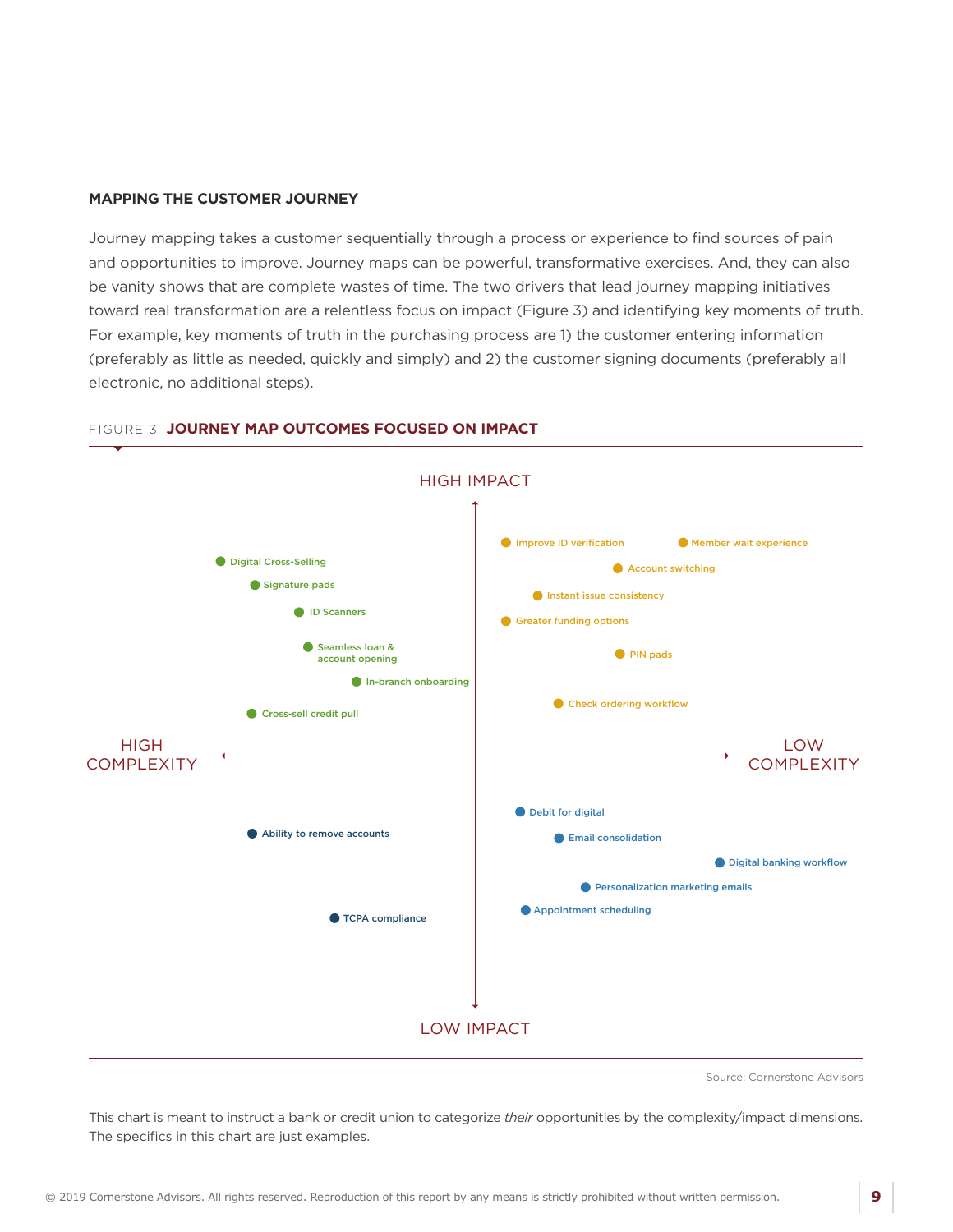## MAPPING THE CUSTOMER JOURNEY

Journey mapping takes a customer sequentially through a process or experience to find sources of pain and opportunities to improve. Journey maps can be powerful, transformative exercises. And, they can also be vanity shows that are complete wastes of time. The two drivers that lead journey mapping initiatives toward real transformation are a relentless focus on impact (Figure 3) and identifying key moments of truth. For example, key moments of truth in the purchasing process are 1) the customer entering information (preferably as little as needed, quickly and simply) and 2) the customer signing documents (preferably all electronic, no additional steps).

FIGURE 3: **JOURNEY MAP OUTCOMES FOCUSED ON IMPACT**

HIGH IMPACT

- Digital Cross-Selling
- Signature pads
- ID Scanners
- Seamless loan & account opening
- In-branch onboarding
- Cross-sell credit pull

- Improve ID verification
- Member wait experience
- Account switching
- Instant issue consistency
- Greater funding options
- PIN pads
- Check ordering workflow

HIGH COMPLEXITY — LOW COMPLEXITY

- Ability to remove accounts
- TCPA compliance

- Debit for digital
- Email consolidation
- Digital banking workflow
- Personalization marketing emails
- Appointment scheduling

LOW IMPACT

Source: Cornerstone Advisors

This chart is meant to instruct a bank or credit union to categorize *their* opportunities by the complexity/impact dimensions. The specifics in this chart are just examples.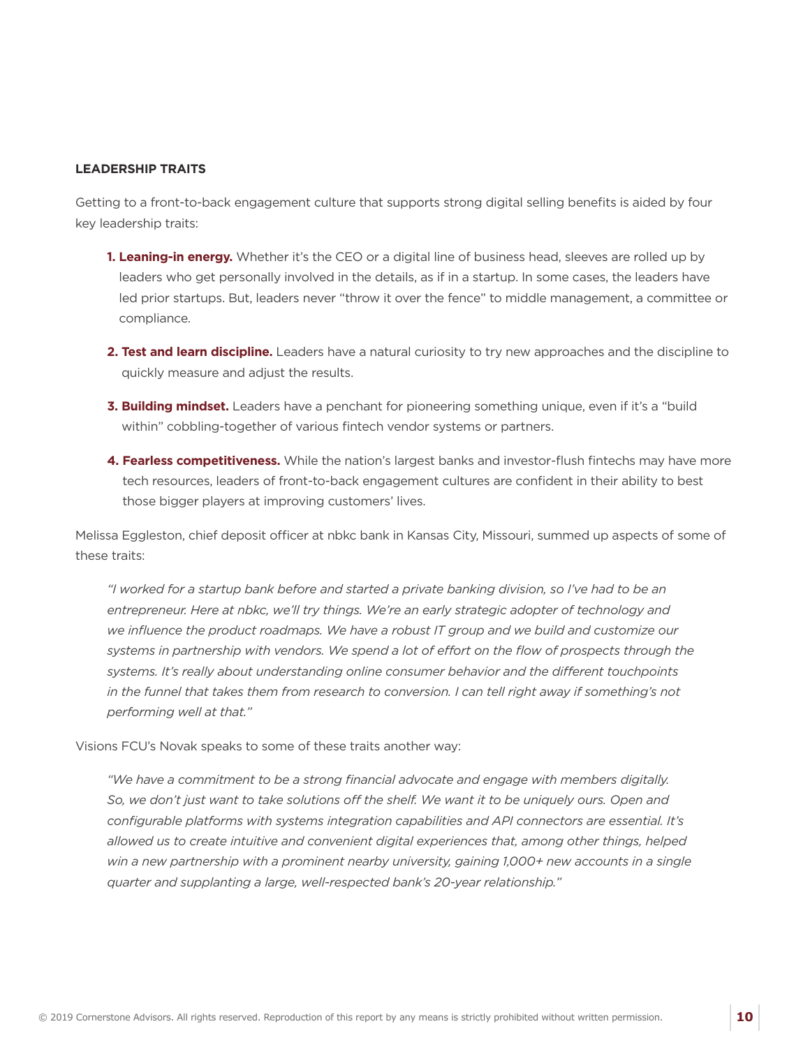## LEADERSHIP TRAITS

Getting to a front-to-back engagement culture that supports strong digital selling benefits is aided by four key leadership traits:

1. **Leaning-in energy.** Whether it's the CEO or a digital line of business head, sleeves are rolled up by leaders who get personally involved in the details, as if in a startup. In some cases, the leaders have led prior startups. But, leaders never "throw it over the fence" to middle management, a committee or compliance.

2. **Test and learn discipline.** Leaders have a natural curiosity to try new approaches and the discipline to quickly measure and adjust the results.

3. **Building mindset.** Leaders have a penchant for pioneering something unique, even if it's a "build within" cobbling-together of various fintech vendor systems or partners.

4. **Fearless competitiveness.** While the nation's largest banks and investor-flush fintechs may have more tech resources, leaders of front-to-back engagement cultures are confident in their ability to best those bigger players at improving customers' lives.

Melissa Eggleston, chief deposit officer at nbkc bank in Kansas City, Missouri, summed up aspects of some of these traits:

> *"I worked for a startup bank before and started a private banking division, so I've had to be an entrepreneur. Here at nbkc, we'll try things. We're an early strategic adopter of technology and we influence the product roadmaps. We have a robust IT group and we build and customize our systems in partnership with vendors. We spend a lot of effort on the flow of prospects through the systems. It's really about understanding online consumer behavior and the different touchpoints in the funnel that takes them from research to conversion. I can tell right away if something's not performing well at that."*

Visions FCU's Novak speaks to some of these traits another way:

> *"We have a commitment to be a strong financial advocate and engage with members digitally. So, we don't just want to take solutions off the shelf. We want it to be uniquely ours. Open and configurable platforms with systems integration capabilities and API connectors are essential. It's allowed us to create intuitive and convenient digital experiences that, among other things, helped win a new partnership with a prominent nearby university, gaining 1,000+ new accounts in a single quarter and supplanting a large, well-respected bank's 20-year relationship."*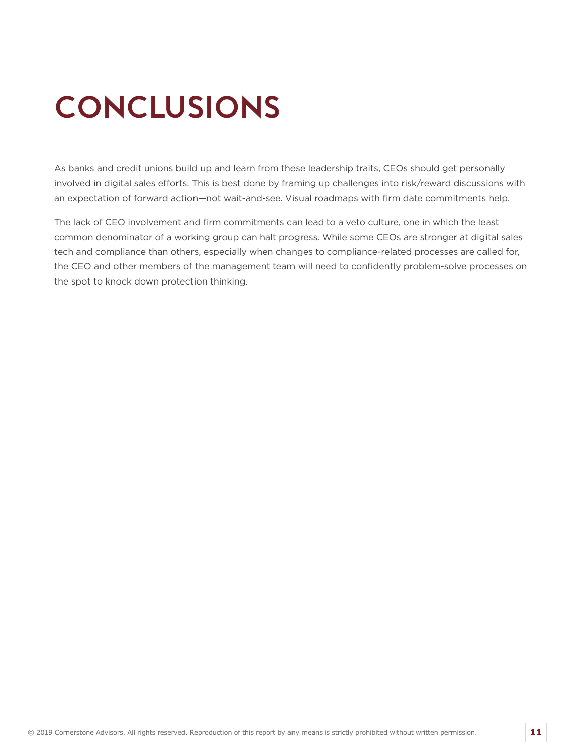# CONCLUSIONS

As banks and credit unions build up and learn from these leadership traits, CEOs should get personally involved in digital sales efforts. This is best done by framing up challenges into risk/reward discussions with an expectation of forward action—not wait-and-see. Visual roadmaps with firm date commitments help.

The lack of CEO involvement and firm commitments can lead to a veto culture, one in which the least common denominator of a working group can halt progress. While some CEOs are stronger at digital sales tech and compliance than others, especially when changes to compliance-related processes are called for, the CEO and other members of the management team will need to confidently problem-solve processes on the spot to knock down protection thinking.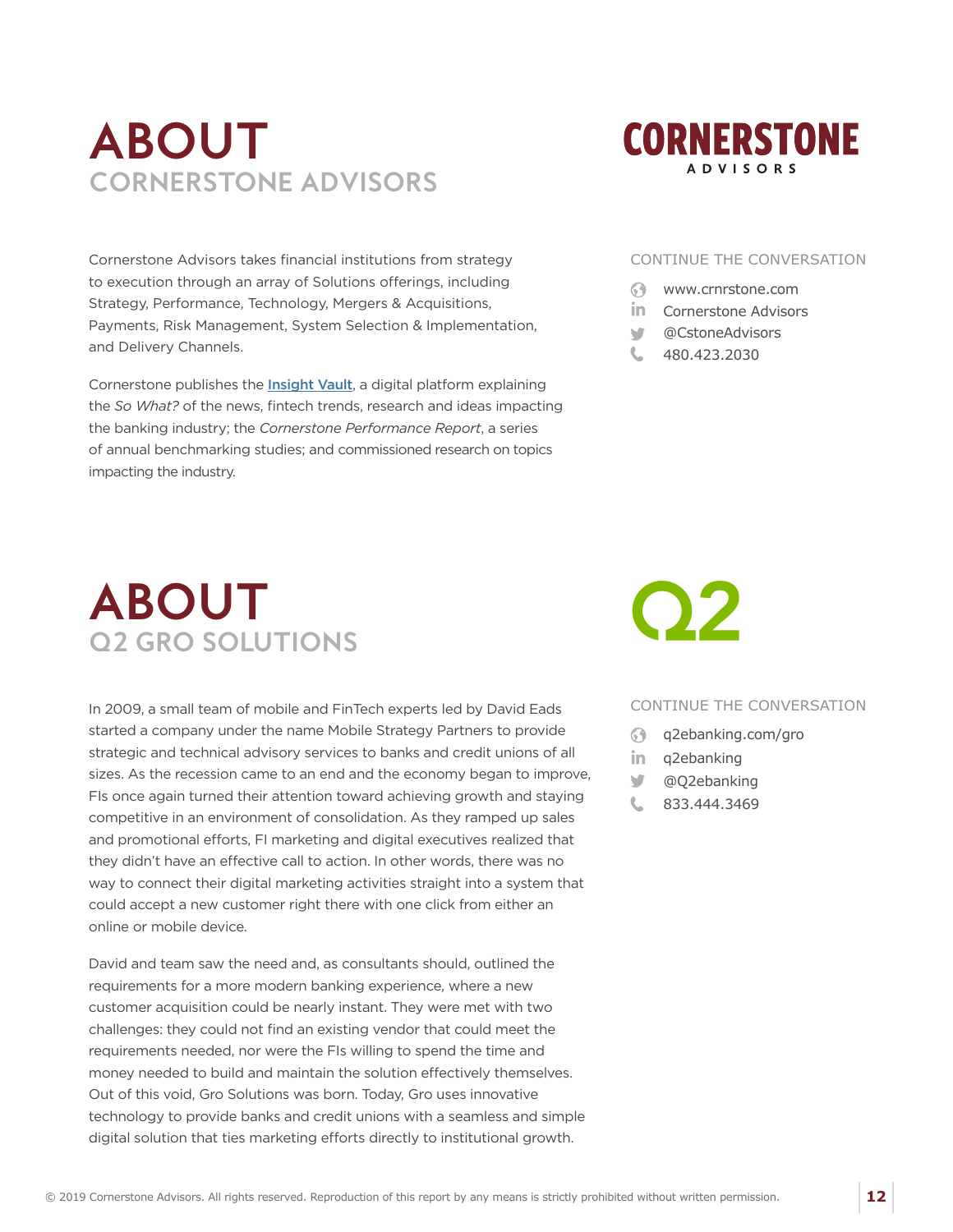# ABOUT
## CORNERSTONE ADVISORS

Cornerstone Advisors takes financial institutions from strategy to execution through an array of Solutions offerings, including Strategy, Performance, Technology, Mergers & Acquisitions, Payments, Risk Management, System Selection & Implementation, and Delivery Channels.

Cornerstone publishes the Insight Vault, a digital platform explaining the *So What?* of the news, fintech trends, research and ideas impacting the banking industry; the *Cornerstone Performance Report*, a series of annual benchmarking studies; and commissioned research on topics impacting the industry.

CONTINUE THE CONVERSATION

- www.crnrstone.com
- Cornerstone Advisors
- @CstoneAdvisors
- 480.423.2030

# ABOUT
## Q2 GRO SOLUTIONS

In 2009, a small team of mobile and FinTech experts led by David Eads started a company under the name Mobile Strategy Partners to provide strategic and technical advisory services to banks and credit unions of all sizes. As the recession came to an end and the economy began to improve, FIs once again turned their attention toward achieving growth and staying competitive in an environment of consolidation. As they ramped up sales and promotional efforts, FI marketing and digital executives realized that they didn't have an effective call to action. In other words, there was no way to connect their digital marketing activities straight into a system that could accept a new customer right there with one click from either an online or mobile device.

David and team saw the need and, as consultants should, outlined the requirements for a more modern banking experience, where a new customer acquisition could be nearly instant. They were met with two challenges: they could not find an existing vendor that could meet the requirements needed, nor were the FIs willing to spend the time and money needed to build and maintain the solution effectively themselves. Out of this void, Gro Solutions was born. Today, Gro uses innovative technology to provide banks and credit unions with a seamless and simple digital solution that ties marketing efforts directly to institutional growth.

CONTINUE THE CONVERSATION

- q2ebanking.com/gro
- q2ebanking
- @Q2ebanking
- 833.444.3469

© 2019 Cornerstone Advisors. All rights reserved. Reproduction of this report by any means is strictly prohibited without written permission.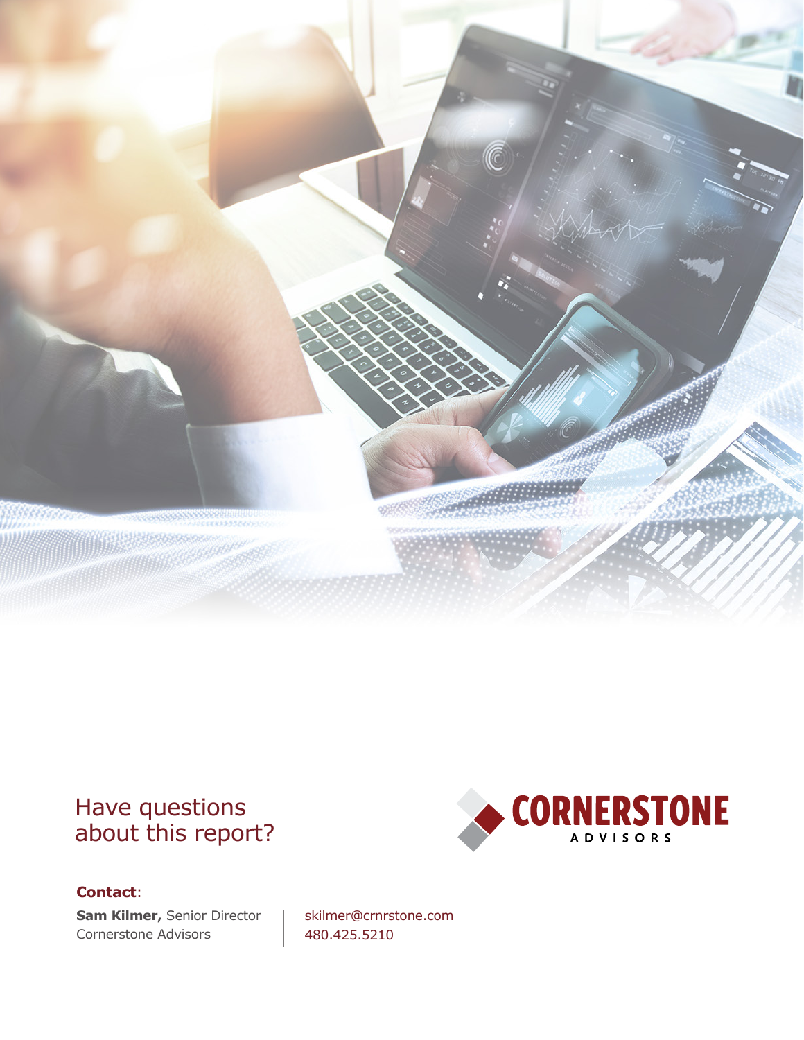## Have questions about this report?

CORNERSTONE ADVISORS

**Contact**:

**Sam Kilmer,** Senior Director
Cornerstone Advisors

skilmer@crnrstone.com
480.425.5210